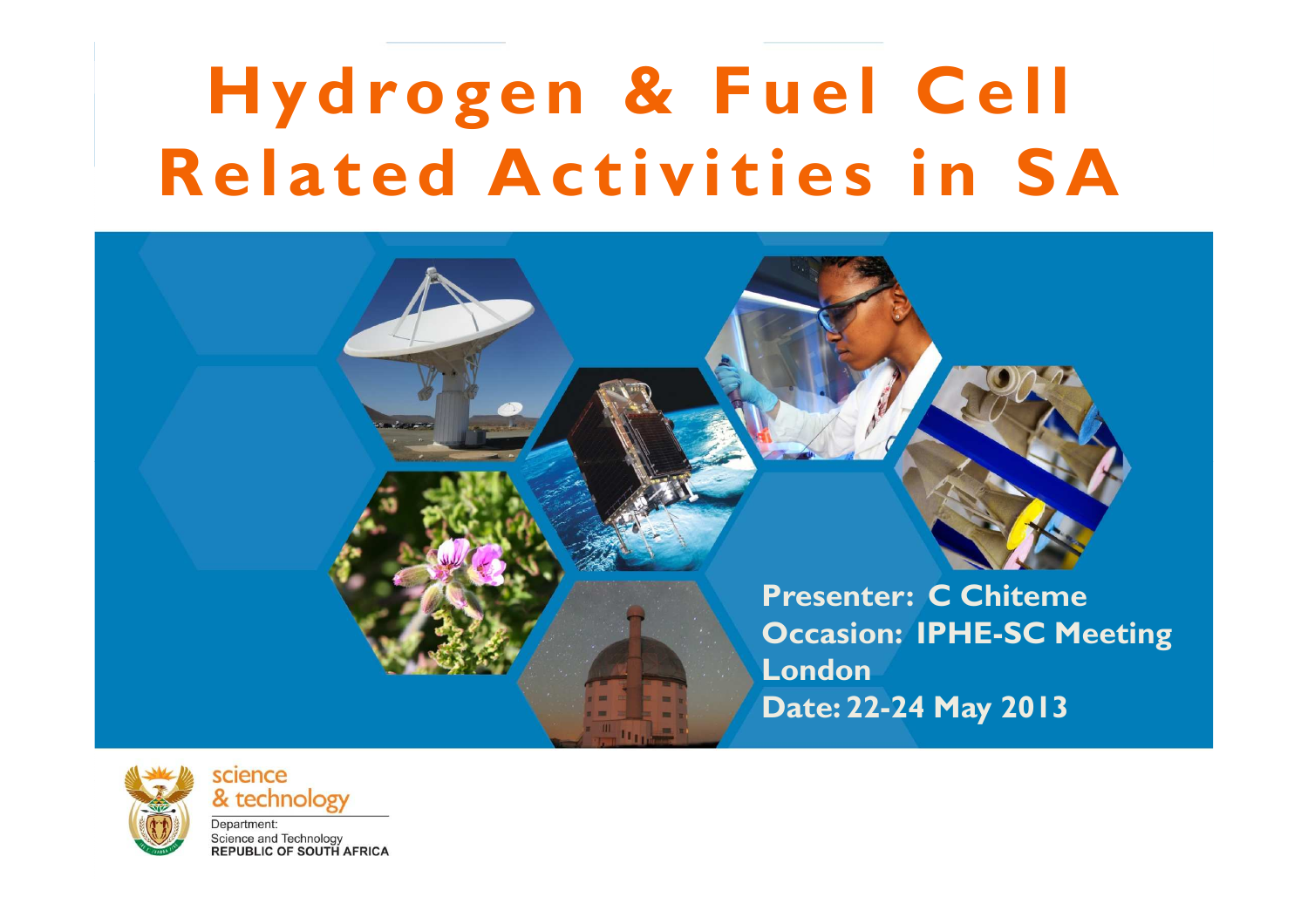# Hydrogen & Fuel Cell Related Activities in SA

**Presenter: C Chiteme**
**Occasion: IPHE-SC Meeting London**
**Date: 22-24 May 2013**

science & technology

Department:
Science and Technology
REPUBLIC OF SOUTH AFRICA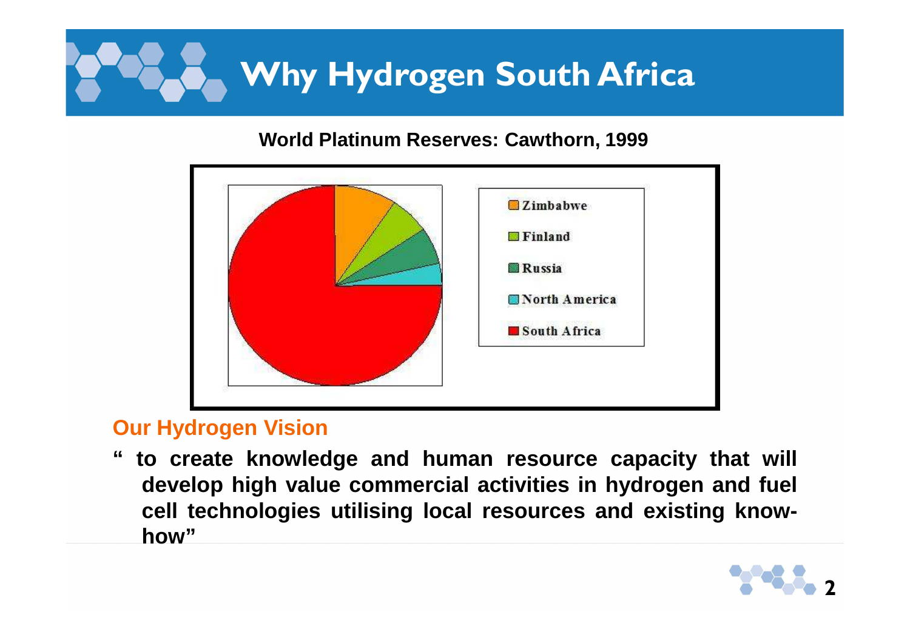# Why Hydrogen South Africa

**World Platinum Reserves: Cawthorn, 1999**

Zimbabwe

Finland

Russia

North America

South Africa

## Our Hydrogen Vision

**" to create knowledge and human resource capacity that will develop high value commercial activities in hydrogen and fuel cell technologies utilising local resources and existing know-how"**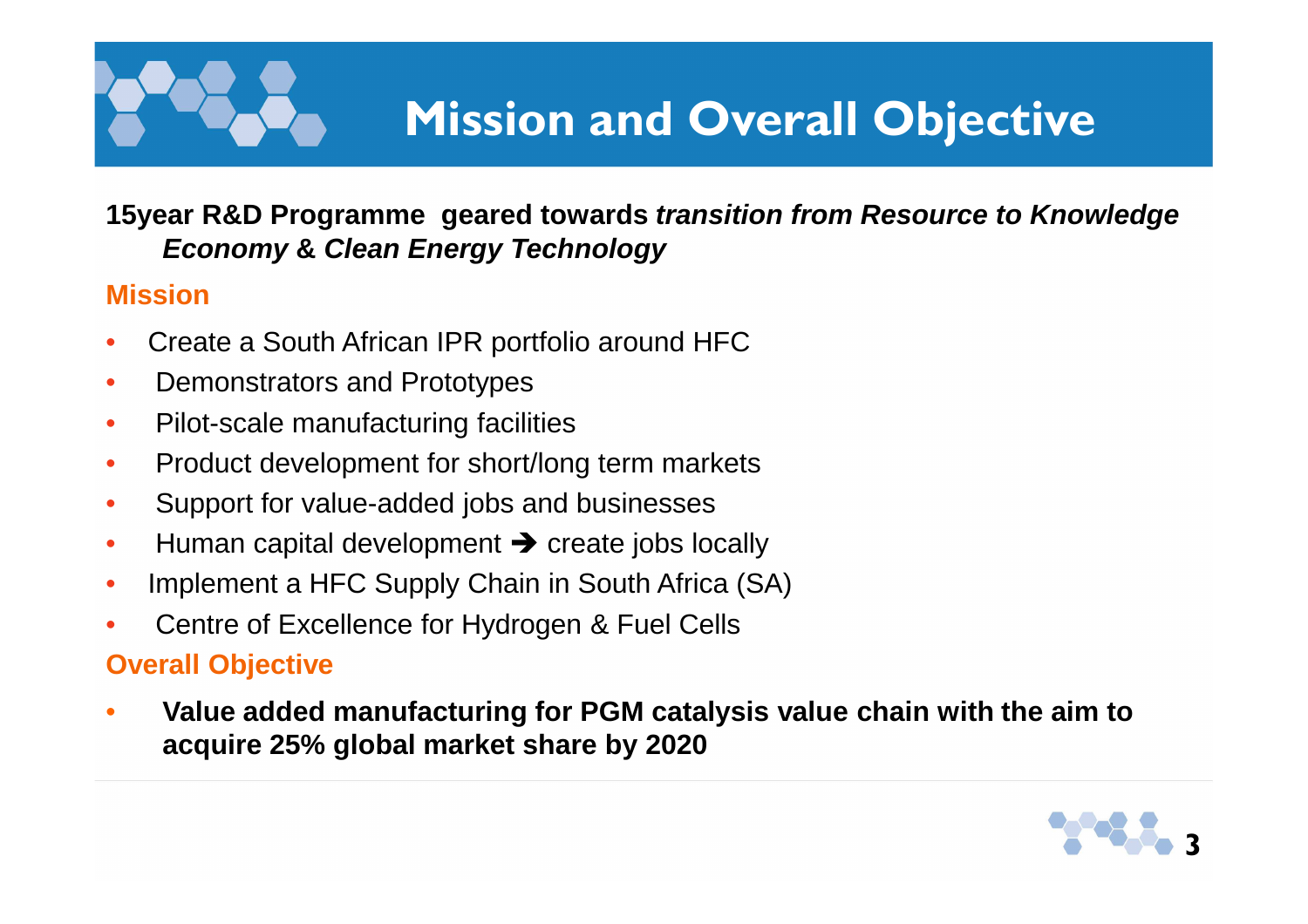# Mission and Overall Objective

**15year R&D Programme geared towards *transition from Resource to Knowledge Economy* & *Clean Energy Technology***

## Mission

- Create a South African IPR portfolio around HFC
- Demonstrators and Prototypes
- Pilot-scale manufacturing facilities
- Product development for short/long term markets
- Support for value-added jobs and businesses
- Human capital development ➔ create jobs locally
- Implement a HFC Supply Chain in South Africa (SA)
- Centre of Excellence for Hydrogen & Fuel Cells

## Overall Objective

- **Value added manufacturing for PGM catalysis value chain with the aim to acquire 25% global market share by 2020**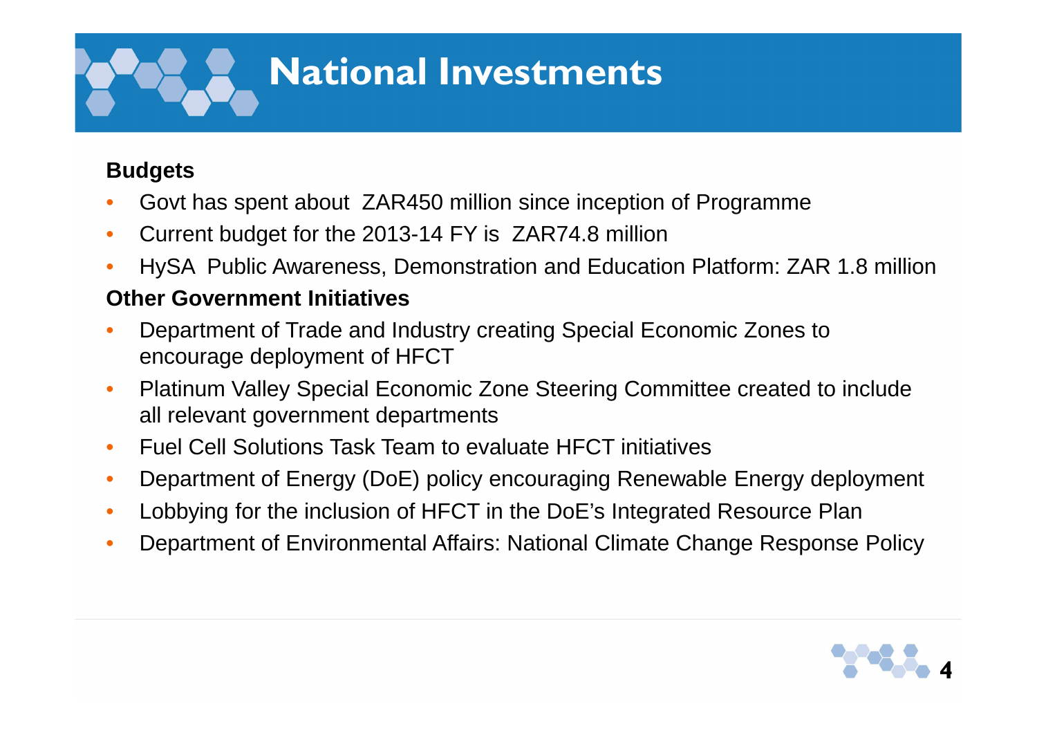# National Investments

**Budgets**

- Govt has spent about ZAR450 million since inception of Programme
- Current budget for the 2013-14 FY is ZAR74.8 million
- HySA Public Awareness, Demonstration and Education Platform: ZAR 1.8 million

**Other Government Initiatives**

- Department of Trade and Industry creating Special Economic Zones to encourage deployment of HFCT
- Platinum Valley Special Economic Zone Steering Committee created to include all relevant government departments
- Fuel Cell Solutions Task Team to evaluate HFCT initiatives
- Department of Energy (DoE) policy encouraging Renewable Energy deployment
- Lobbying for the inclusion of HFCT in the DoE's Integrated Resource Plan
- Department of Environmental Affairs: National Climate Change Response Policy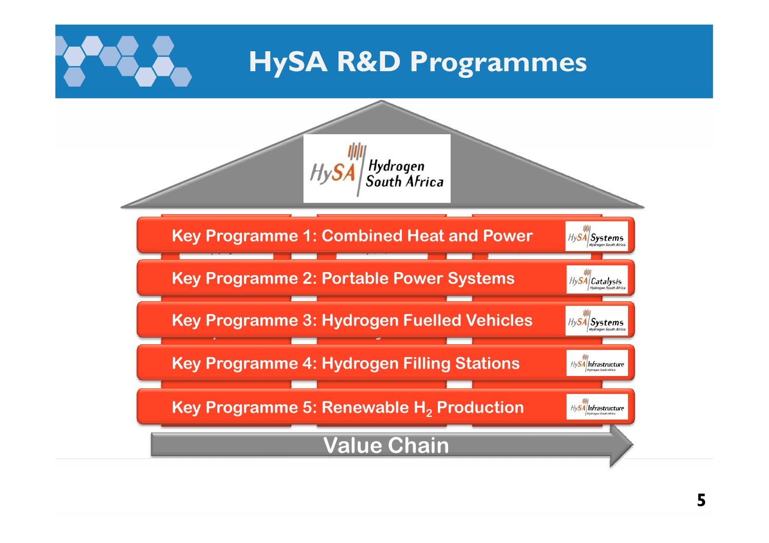# HySA R&D Programmes

HySA Hydrogen South Africa

- Key Programme 1: Combined Heat and Power — HySA Systems
- Key Programme 2: Portable Power Systems — HySA Catalysis
- Key Programme 3: Hydrogen Fuelled Vehicles — HySA Systems
- Key Programme 4: Hydrogen Filling Stations — HySA Infrastructure
- Key Programme 5: Renewable $H_2$ Production — HySA Infrastructure

Value Chain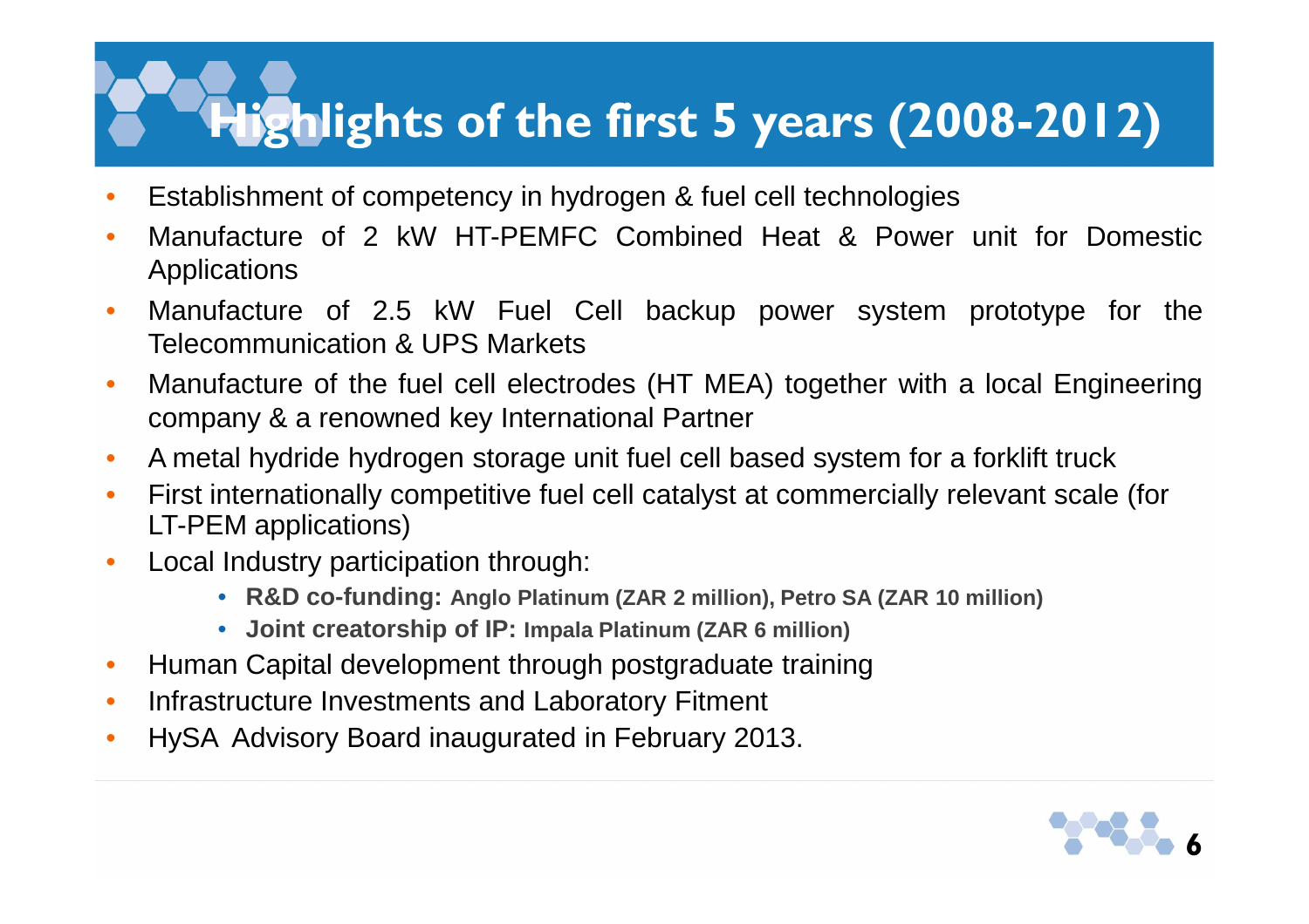# Highlights of the first 5 years (2008-2012)

- Establishment of competency in hydrogen & fuel cell technologies
- Manufacture of 2 kW HT-PEMFC Combined Heat & Power unit for Domestic Applications
- Manufacture of 2.5 kW Fuel Cell backup power system prototype for the Telecommunication & UPS Markets
- Manufacture of the fuel cell electrodes (HT MEA) together with a local Engineering company & a renowned key International Partner
- A metal hydride hydrogen storage unit fuel cell based system for a forklift truck
- First internationally competitive fuel cell catalyst at commercially relevant scale (for LT-PEM applications)
- Local Industry participation through:
  - **R&D co-funding: Anglo Platinum (ZAR 2 million), Petro SA (ZAR 10 million)**
  - **Joint creatorship of IP: Impala Platinum (ZAR 6 million)**
- Human Capital development through postgraduate training
- Infrastructure Investments and Laboratory Fitment
- HySA Advisory Board inaugurated in February 2013.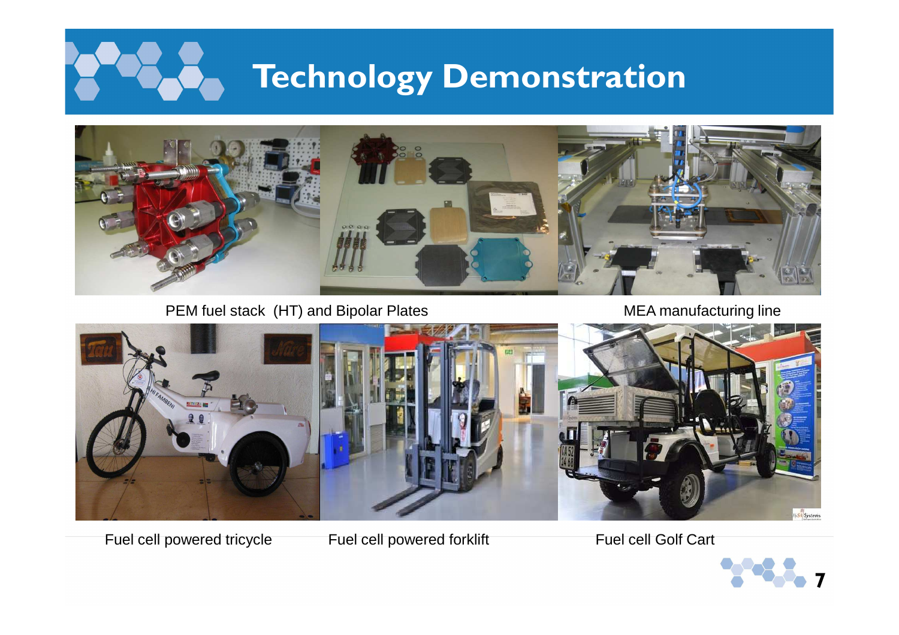# Technology Demonstration

PEM fuel stack (HT) and Bipolar Plates

MEA manufacturing line

Fuel cell powered tricycle

Fuel cell powered forklift

Fuel cell Golf Cart